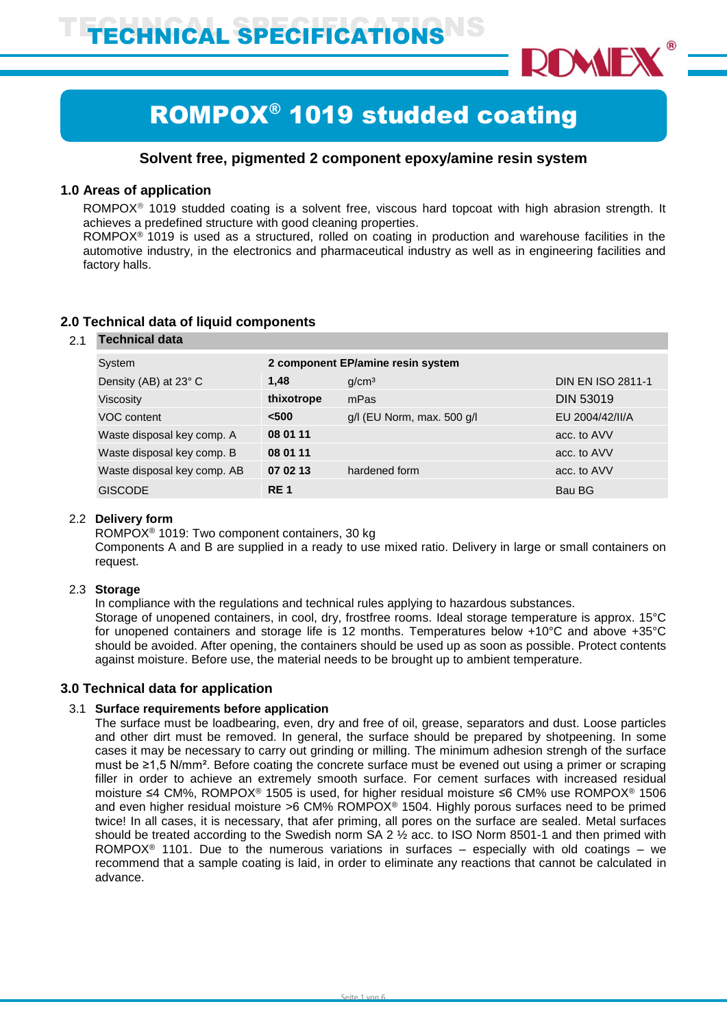# TECHNICAL SPECIFICATIONS

# ROMPOX® 1019 studded coating

**Solvent free, pigmented 2 component epoxy/amine resin system**

## 1.0 Areas of application

ROMPOX® 1019 studded coating is a solvent free, viscous hard topcoat with high abrasion strength. It achieves a predefined structure with good cleaning properties.
ROMPOX® 1019 is used as a structured, rolled on coating in production and warehouse facilities in the automotive industry, in the electronics and pharmaceutical industry as well as in engineering facilities and factory halls.

## 2.0 Technical data of liquid components

### 2.1 Technical data

| | | | |
|---|---|---|---|
| System | **2 component EP/amine resin system** | | |
| Density (AB) at 23° C | **1,48** | g/cm³ | DIN EN ISO 2811-1 |
| Viscosity | **thixotrope** | mPas | DIN 53019 |
| VOC content | **<500** | g/l (EU Norm, max. 500 g/l | EU 2004/42/II/A |
| Waste disposal key comp. A | **08 01 11** | | acc. to AVV |
| Waste disposal key comp. B | **08 01 11** | | acc. to AVV |
| Waste disposal key comp. AB | **07 02 13** | hardened form | acc. to AVV |
| GISCODE | **RE 1** | | Bau BG |

### 2.2 Delivery form

ROMPOX® 1019: Two component containers, 30 kg
Components A and B are supplied in a ready to use mixed ratio. Delivery in large or small containers on request.

### 2.3 Storage

In compliance with the regulations and technical rules applying to hazardous substances.
Storage of unopened containers, in cool, dry, frostfree rooms. Ideal storage temperature is approx. 15°C for unopened containers and storage life is 12 months. Temperatures below +10°C and above +35°C should be avoided. After opening, the containers should be used up as soon as possible. Protect contents against moisture. Before use, the material needs to be brought up to ambient temperature.

## 3.0 Technical data for application

### 3.1 Surface requirements before application

The surface must be loadbearing, even, dry and free of oil, grease, separators and dust. Loose particles and other dirt must be removed. In general, the surface should be prepared by shotpeening. In some cases it may be necessary to carry out grinding or milling. The minimum adhesion strengh of the surface must be ≥1,5 N/mm². Before coating the concrete surface must be evened out using a primer or scraping filler in order to achieve an extremely smooth surface. For cement surfaces with increased residual moisture ≤4 CM%, ROMPOX® 1505 is used, for higher residual moisture ≤6 CM% use ROMPOX® 1506 and even higher residual moisture >6 CM% ROMPOX® 1504. Highly porous surfaces need to be primed twice! In all cases, it is necessary, that afer priming, all pores on the surface are sealed. Metal surfaces should be treated according to the Swedish norm SA 2 ½ acc. to ISO Norm 8501-1 and then primed with ROMPOX® 1101. Due to the numerous variations in surfaces – especially with old coatings – we recommend that a sample coating is laid, in order to eliminate any reactions that cannot be calculated in advance.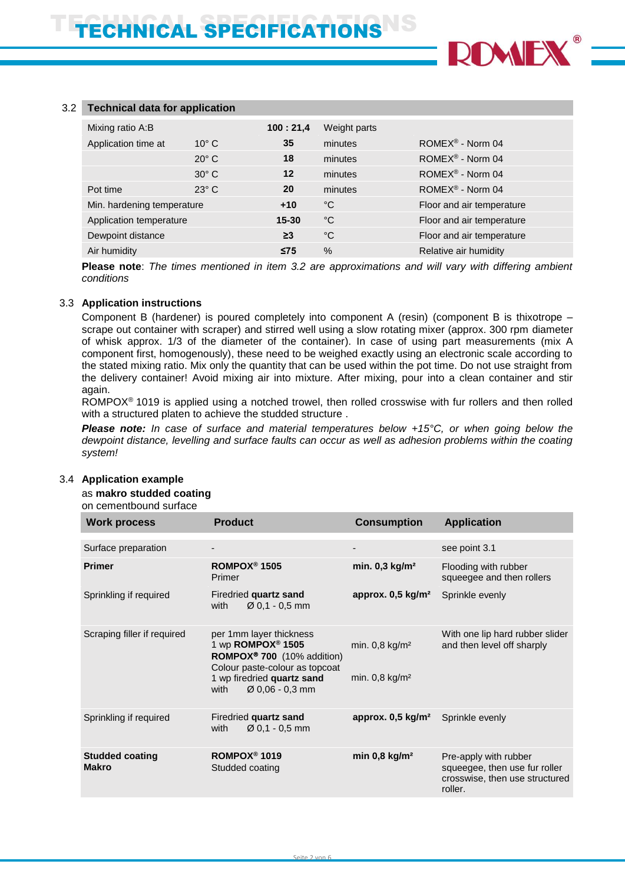# TECHNICAL SPECIFICATIONS

## 3.2 Technical data for application

| | | | | |
|---|---|---|---|---|
| Mixing ratio A:B | | **100 : 21,4** | Weight parts | |
| Application time at | 10° C | **35** | minutes | ROMEX® - Norm 04 |
| | 20° C | **18** | minutes | ROMEX® - Norm 04 |
| | 30° C | **12** | minutes | ROMEX® - Norm 04 |
| Pot time | 23° C | **20** | minutes | ROMEX® - Norm 04 |
| Min. hardening temperature | | **+10** | °C | Floor and air temperature |
| Application temperature | | **15-30** | °C | Floor and air temperature |
| Dewpoint distance | | **≥3** | °C | Floor and air temperature |
| Air humidity | | **≤75** | % | Relative air humidity |

**Please note**: *The times mentioned in item 3.2 are approximations and will vary with differing ambient conditions*

## 3.3 Application instructions

Component B (hardener) is poured completely into component A (resin) (component B is thixotrope – scrape out container with scraper) and stirred well using a slow rotating mixer (approx. 300 rpm diameter of whisk approx. 1/3 of the diameter of the container). In case of using part measurements (mix A component first, homogenously), these need to be weighed exactly using an electronic scale according to the stated mixing ratio. Mix only the quantity that can be used within the pot time. Do not use straight from the delivery container! Avoid mixing air into mixture. After mixing, pour into a clean container and stir again.

ROMPOX® 1019 is applied using a notched trowel, then rolled crosswise with fur rollers and then rolled with a structured platen to achieve the studded structure .

***Please note:*** *In case of surface and material temperatures below +15°C, or when going below the dewpoint distance, levelling and surface faults can occur as well as adhesion problems within the coating system!*

## 3.4 Application example

as **makro studded coating**

on cementbound surface

| Work process | Product | Consumption | Application |
|---|---|---|---|
| Surface preparation | - | - | see point 3.1 |
| **Primer** | **ROMPOX® 1505** Primer | **min. 0,3 kg/m²** | Flooding with rubber squeegee and then rollers |
| Sprinkling if required | Firedried **quartz sand** with Ø 0,1 - 0,5 mm | **approx. 0,5 kg/m²** | Sprinkle evenly |
| Scraping filler if required | per 1mm layer thickness 1 wp **ROMPOX® 1505** **ROMPOX® 700** (10% addition) Colour paste-colour as topcoat 1 wp firedried **quartz sand** with Ø 0,06 - 0,3 mm | min. 0,8 kg/m² min. 0,8 kg/m² | With one lip hard rubber slider and then level off sharply |
| Sprinkling if required | Firedried **quartz sand** with Ø 0,1 - 0,5 mm | **approx. 0,5 kg/m²** | Sprinkle evenly |
| **Studded coating Makro** | **ROMPOX® 1019** Studded coating | **min 0,8 kg/m²** | Pre-apply with rubber squeegee, then use fur roller crosswise, then use structured roller. |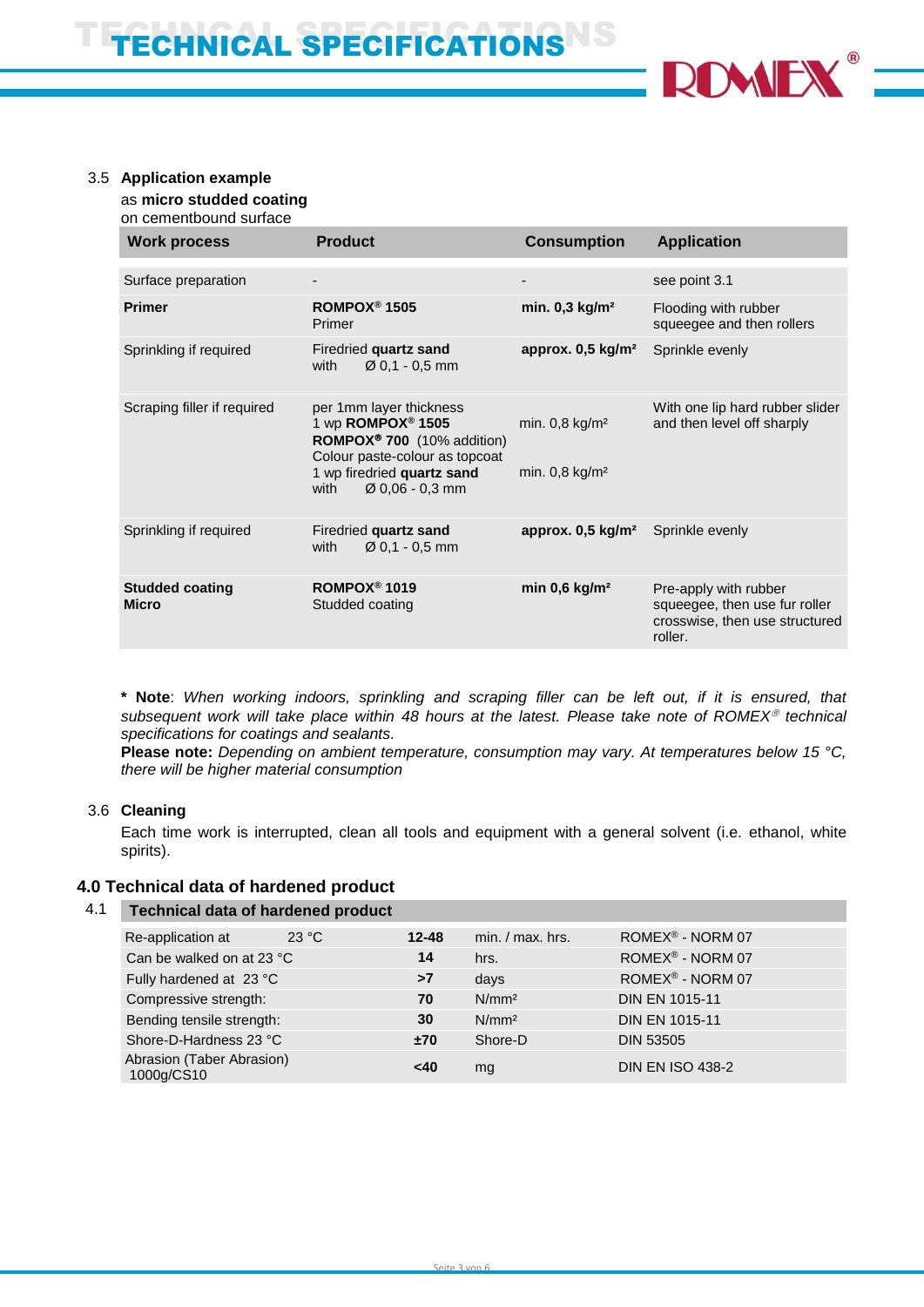### 3.5 Application example

as **micro studded coating**
on cementbound surface

| Work process | Product | Consumption | Application |
|---|---|---|---|
| Surface preparation | - | - | see point 3.1 |
| **Primer** | **ROMPOX® 1505**<br>Primer | **min. 0,3 kg/m²** | Flooding with rubber squeegee and then rollers |
| Sprinkling if required | Firedried **quartz sand**<br>with Ø 0,1 - 0,5 mm | **approx. 0,5 kg/m²** | Sprinkle evenly |
| Scraping filler if required | per 1mm layer thickness<br>1 wp **ROMPOX® 1505**<br>**ROMPOX® 700** (10% addition)<br>Colour paste-colour as topcoat<br>1 wp firedried **quartz sand**<br>with Ø 0,06 - 0,3 mm | min. 0,8 kg/m²<br><br>min. 0,8 kg/m² | With one lip hard rubber slider and then level off sharply |
| Sprinkling if required | Firedried **quartz sand**<br>with Ø 0,1 - 0,5 mm | **approx. 0,5 kg/m²** | Sprinkle evenly |
| **Studded coating Micro** | **ROMPOX® 1019**<br>Studded coating | **min 0,6 kg/m²** | Pre-apply with rubber squeegee, then use fur roller crosswise, then use structured roller. |

**\* Note**: *When working indoors, sprinkling and scraping filler can be left out, if it is ensured, that subsequent work will take place within 48 hours at the latest. Please take note of ROMEX® technical specifications for coatings and sealants.*
**Please note:** *Depending on ambient temperature, consumption may vary. At temperatures below 15 °C, there will be higher material consumption*

### 3.6 Cleaning

Each time work is interrupted, clean all tools and equipment with a general solvent (i.e. ethanol, white spirits).

## 4.0 Technical data of hardened product

### 4.1 Technical data of hardened product

| Property | Value | Unit | Standard |
|---|---|---|---|
| Re-application at 23 °C | **12-48** | min. / max. hrs. | ROMEX® - NORM 07 |
| Can be walked on at 23 °C | **14** | hrs. | ROMEX® - NORM 07 |
| Fully hardened at 23 °C | **>7** | days | ROMEX® - NORM 07 |
| Compressive strength: | **70** | N/mm² | DIN EN 1015-11 |
| Bending tensile strength: | **30** | N/mm² | DIN EN 1015-11 |
| Shore-D-Hardness 23 °C | **±70** | Shore-D | DIN 53505 |
| Abrasion (Taber Abrasion) 1000g/CS10 | **<40** | mg | DIN EN ISO 438-2 |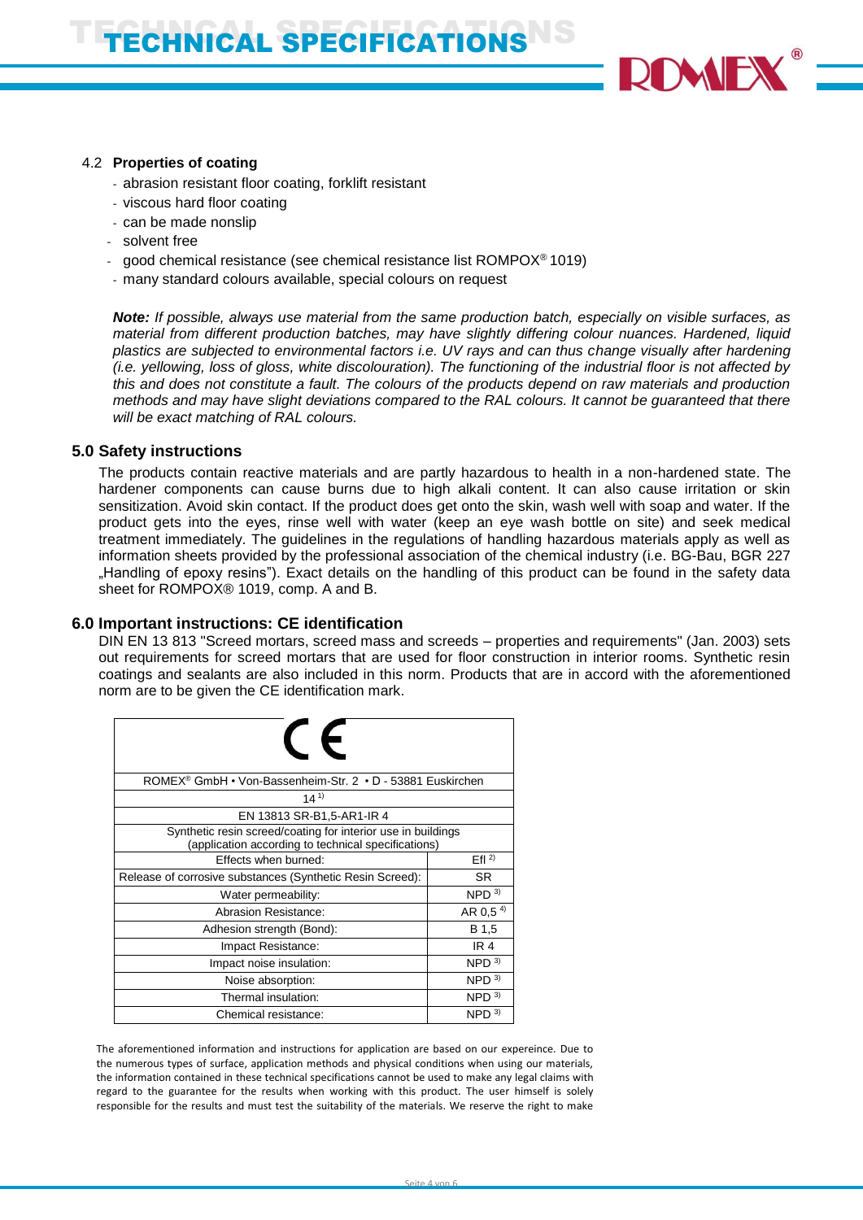### 4.2 Properties of coating

- abrasion resistant floor coating, forklift resistant
- viscous hard floor coating
- can be made nonslip
- solvent free
- good chemical resistance (see chemical resistance list ROMPOX® 1019)
- many standard colours available, special colours on request

***Note:*** *If possible, always use material from the same production batch, especially on visible surfaces, as material from different production batches, may have slightly differing colour nuances. Hardened, liquid plastics are subjected to environmental factors i.e. UV rays and can thus change visually after hardening (i.e. yellowing, loss of gloss, white discolouration). The functioning of the industrial floor is not affected by this and does not constitute a fault. The colours of the products depend on raw materials and production methods and may have slight deviations compared to the RAL colours. It cannot be guaranteed that there will be exact matching of RAL colours.*

## 5.0 Safety instructions

The products contain reactive materials and are partly hazardous to health in a non-hardened state. The hardener components can cause burns due to high alkali content. It can also cause irritation or skin sensitization. Avoid skin contact. If the product does get onto the skin, wash well with soap and water. If the product gets into the eyes, rinse well with water (keep an eye wash bottle on site) and seek medical treatment immediately. The guidelines in the regulations of handling hazardous materials apply as well as information sheets provided by the professional association of the chemical industry (i.e. BG-Bau, BGR 227 „Handling of epoxy resins"). Exact details on the handling of this product can be found in the safety data sheet for ROMPOX® 1019, comp. A and B.

## 6.0 Important instructions: CE identification

DIN EN 13 813 "Screed mortars, screed mass and screeds – properties and requirements" (Jan. 2003) sets out requirements for screed mortars that are used for floor construction in interior rooms. Synthetic resin coatings and sealants are also included in this norm. Products that are in accord with the aforementioned norm are to be given the CE identification mark.

| CE | |
|---|---|
| ROMEX® GmbH • Von-Bassenheim-Str. 2 • D - 53881 Euskirchen | |
| 14 [1)] | |
| EN 13813 SR-B1,5-AR1-IR 4 | |
| Synthetic resin screed/coating for interior use in buildings (application according to technical specifications) | |
| Effects when burned: | Efl [2)] |
| Release of corrosive substances (Synthetic Resin Screed): | SR |
| Water permeability: | NPD [3)] |
| Abrasion Resistance: | AR 0,5 [4)] |
| Adhesion strength (Bond): | B 1,5 |
| Impact Resistance: | IR 4 |
| Impact noise insulation: | NPD [3)] |
| Noise absorption: | NPD [3)] |
| Thermal insulation: | NPD [3)] |
| Chemical resistance: | NPD [3)] |

The aforementioned information and instructions for application are based on our expereince. Due to the numerous types of surface, application methods and physical conditions when using our materials, the information contained in these technical specifications cannot be used to make any legal claims with regard to the guarantee for the results when working with this product. The user himself is solely responsible for the results and must test the suitability of the materials. We reserve the right to make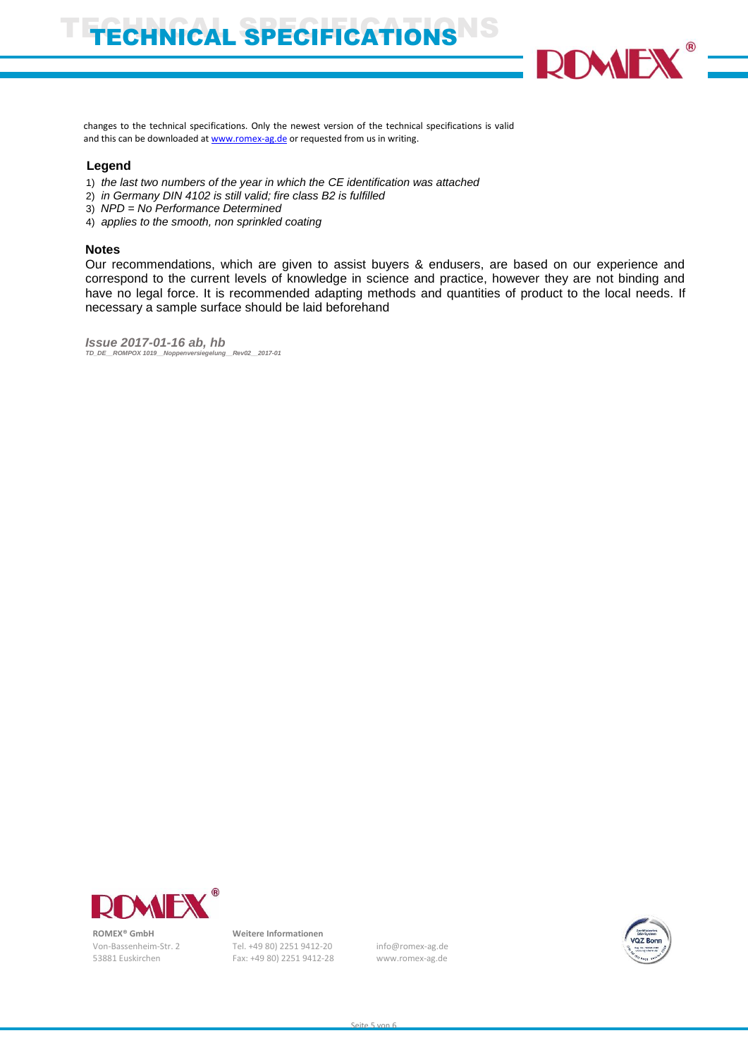changes to the technical specifications. Only the newest version of the technical specifications is valid and this can be downloaded at www.romex-ag.de or requested from us in writing.

### Legend

1) *the last two numbers of the year in which the CE identification was attached*
2) *in Germany DIN 4102 is still valid; fire class B2 is fulfilled*
3) *NPD = No Performance Determined*
4) *applies to the smooth, non sprinkled coating*

### Notes

Our recommendations, which are given to assist buyers & endusers, are based on our experience and correspond to the current levels of knowledge in science and practice, however they are not binding and have no legal force. It is recommended adapting methods and quantities of product to the local needs. If necessary a sample surface should be laid beforehand

***Issue 2017-01-16 ab, hb***
***TD_DE__ROMPOX 1019__Noppenversiegelung__Rev02__2017-01***

**ROMEX® GmbH**
Von-Bassenheim-Str. 2
53881 Euskirchen

**Weitere Informationen**
Tel. +49 80) 2251 9412-20
Fax: +49 80) 2251 9412-28

info@romex-ag.de
www.romex-ag.de